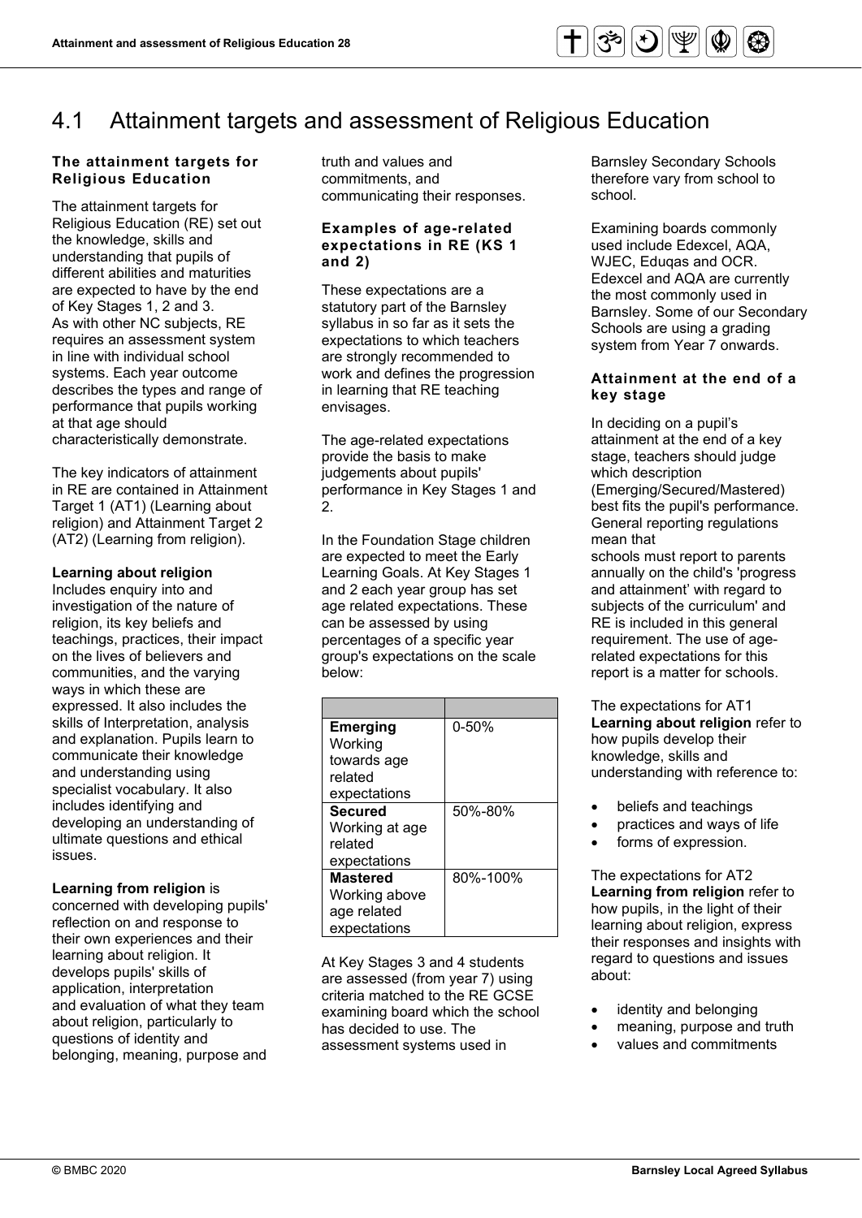# 4.1 Attainment targets and assessment of Religious Education

### The attainment targets for Religious Education

The attainment targets for Religious Education (RE) set out the knowledge, skills and understanding that pupils of different abilities and maturities are expected to have by the end of Key Stages 1, 2 and 3. As with other NC subjects, RE requires an assessment system in line with individual school systems. Each year outcome describes the types and range of performance that pupils working at that age should characteristically demonstrate.

The key indicators of attainment in RE are contained in Attainment Target 1 (AT1) (Learning about religion) and Attainment Target 2 (AT2) (Learning from religion).

**Learning about religion**
Includes enquiry into and investigation of the nature of religion, its key beliefs and teachings, practices, their impact on the lives of believers and communities, and the varying ways in which these are expressed. It also includes the skills of Interpretation, analysis and explanation. Pupils learn to communicate their knowledge and understanding using specialist vocabulary. It also includes identifying and developing an understanding of ultimate questions and ethical issues.

**Learning from religion** is concerned with developing pupils' reflection on and response to their own experiences and their learning about religion. It develops pupils' skills of application, interpretation and evaluation of what they team about religion, particularly to questions of identity and belonging, meaning, purpose and truth and values and commitments, and communicating their responses.

### Examples of age-related expectations in RE (KS 1 and 2)

These expectations are a statutory part of the Barnsley syllabus in so far as it sets the expectations to which teachers are strongly recommended to work and defines the progression in learning that RE teaching envisages.

The age-related expectations provide the basis to make judgements about pupils' performance in Key Stages 1 and 2.

In the Foundation Stage children are expected to meet the Early Learning Goals. At Key Stages 1 and 2 each year group has set age related expectations. These can be assessed by using percentages of a specific year group's expectations on the scale below:

| | |
|---|---|
| **Emerging** Working towards age related expectations | 0-50% |
| **Secured** Working at age related expectations | 50%-80% |
| **Mastered** Working above age related expectations | 80%-100% |

At Key Stages 3 and 4 students are assessed (from year 7) using criteria matched to the RE GCSE examining board which the school has decided to use. The assessment systems used in Barnsley Secondary Schools therefore vary from school to school.

Examining boards commonly used include Edexcel, AQA, WJEC, Eduqas and OCR. Edexcel and AQA are currently the most commonly used in Barnsley. Some of our Secondary Schools are using a grading system from Year 7 onwards.

### Attainment at the end of a key stage

In deciding on a pupil's attainment at the end of a key stage, teachers should judge which description (Emerging/Secured/Mastered) best fits the pupil's performance. General reporting regulations mean that schools must report to parents annually on the child's 'progress and attainment' with regard to subjects of the curriculum' and RE is included in this general requirement. The use of age-related expectations for this report is a matter for schools.

The expectations for AT1 **Learning about religion** refer to how pupils develop their knowledge, skills and understanding with reference to:

- beliefs and teachings
- practices and ways of life
- forms of expression.

The expectations for AT2 **Learning from religion** refer to how pupils, in the light of their learning about religion, express their responses and insights with regard to questions and issues about:

- identity and belonging
- meaning, purpose and truth
- values and commitments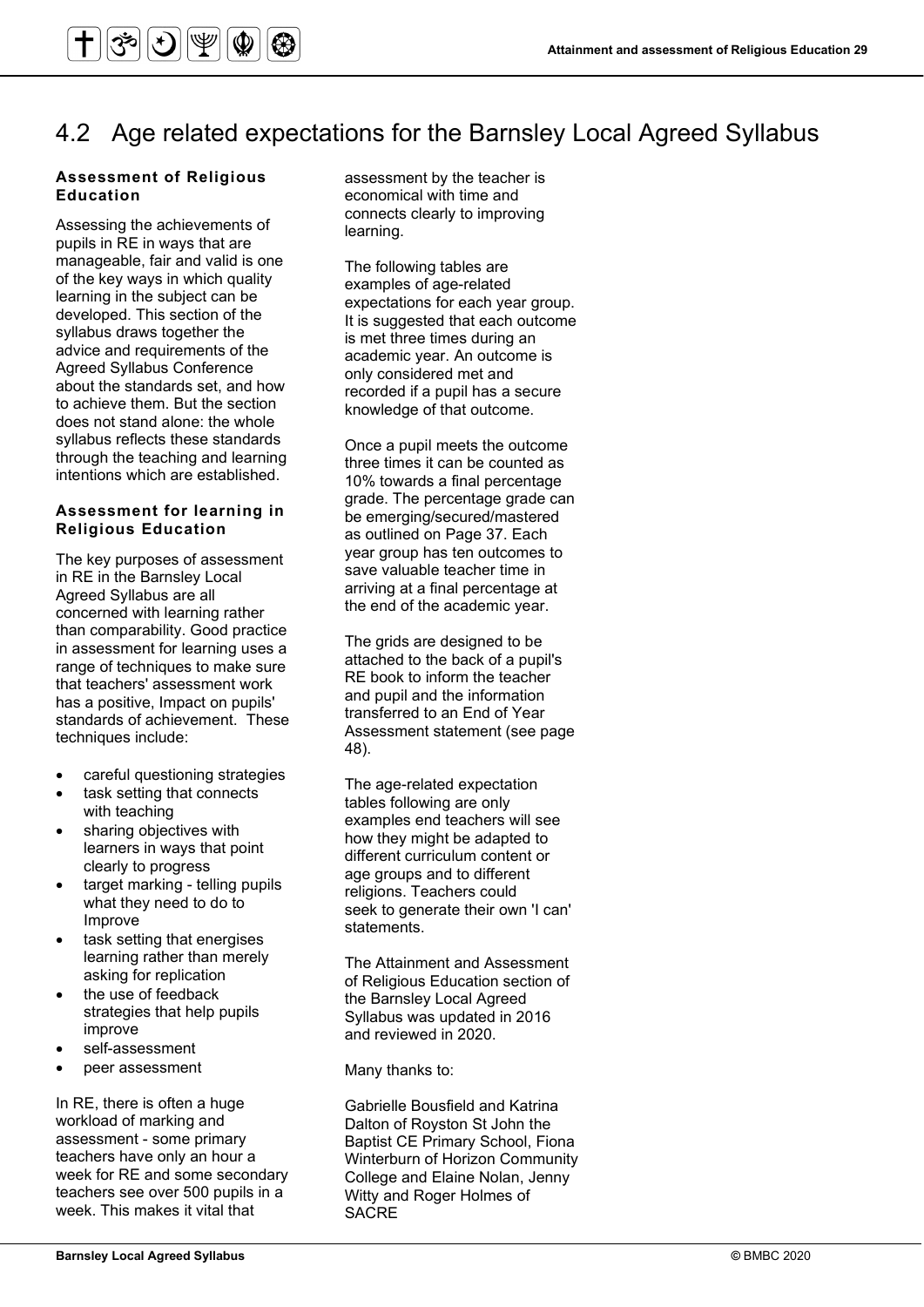## 4.2 Age related expectations for the Barnsley Local Agreed Syllabus

### Assessment of Religious Education

Assessing the achievements of pupils in RE in ways that are manageable, fair and valid is one of the key ways in which quality learning in the subject can be developed. This section of the syllabus draws together the advice and requirements of the Agreed Syllabus Conference about the standards set, and how to achieve them. But the section does not stand alone: the whole syllabus reflects these standards through the teaching and learning intentions which are established.

### Assessment for learning in Religious Education

The key purposes of assessment in RE in the Barnsley Local Agreed Syllabus are all concerned with learning rather than comparability. Good practice in assessment for learning uses a range of techniques to make sure that teachers' assessment work has a positive, Impact on pupils' standards of achievement. These techniques include:

- careful questioning strategies
- task setting that connects with teaching
- sharing objectives with learners in ways that point clearly to progress
- target marking - telling pupils what they need to do to Improve
- task setting that energises learning rather than merely asking for replication
- the use of feedback strategies that help pupils improve
- self-assessment
- peer assessment

In RE, there is often a huge workload of marking and assessment - some primary teachers have only an hour a week for RE and some secondary teachers see over 500 pupils in a week. This makes it vital that assessment by the teacher is economical with time and connects clearly to improving learning.

The following tables are examples of age-related expectations for each year group. It is suggested that each outcome is met three times during an academic year. An outcome is only considered met and recorded if a pupil has a secure knowledge of that outcome.

Once a pupil meets the outcome three times it can be counted as 10% towards a final percentage grade. The percentage grade can be emerging/secured/mastered as outlined on Page 37. Each year group has ten outcomes to save valuable teacher time in arriving at a final percentage at the end of the academic year.

The grids are designed to be attached to the back of a pupil's RE book to inform the teacher and pupil and the information transferred to an End of Year Assessment statement (see page 48).

The age-related expectation tables following are only examples end teachers will see how they might be adapted to different curriculum content or age groups and to different religions. Teachers could seek to generate their own 'I can' statements.

The Attainment and Assessment of Religious Education section of the Barnsley Local Agreed Syllabus was updated in 2016 and reviewed in 2020.

Many thanks to:

Gabrielle Bousfield and Katrina Dalton of Royston St John the Baptist CE Primary School, Fiona Winterburn of Horizon Community College and Elaine Nolan, Jenny Witty and Roger Holmes of SACRE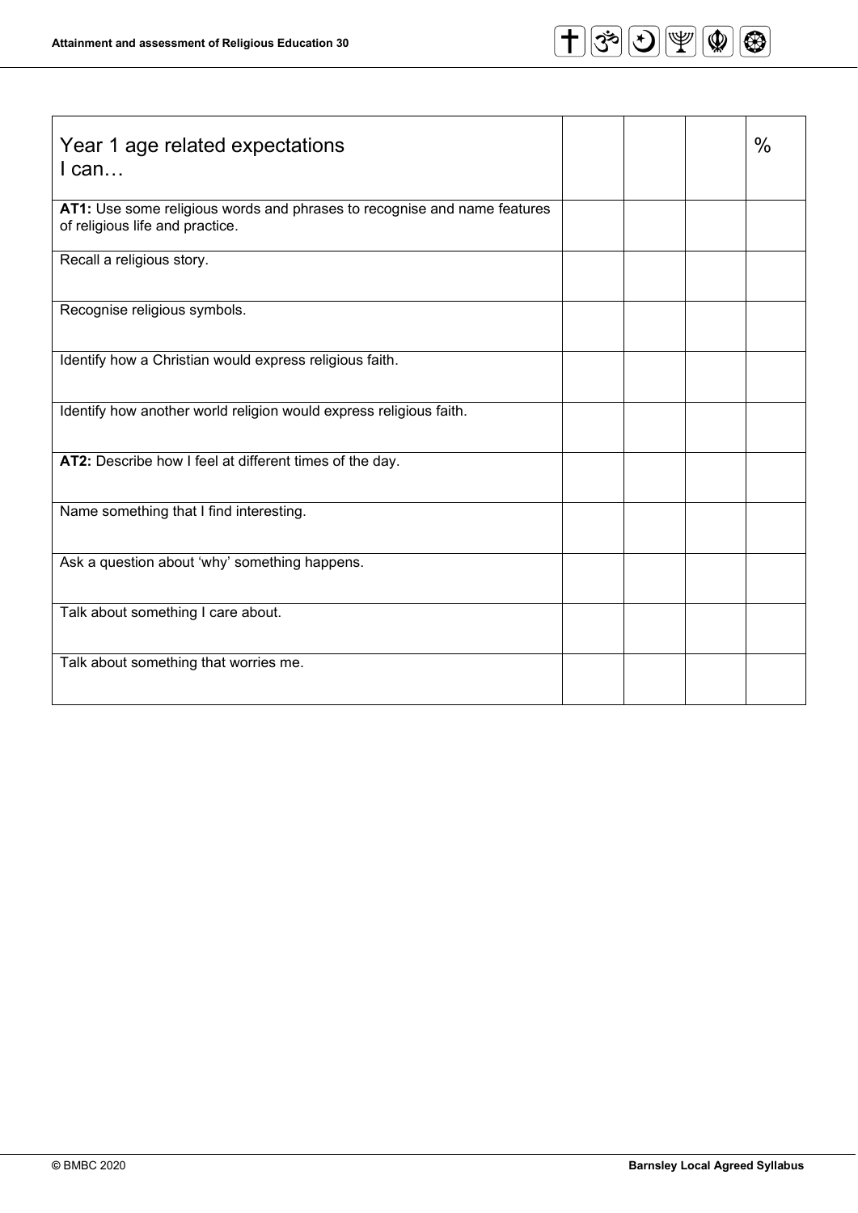| Year 1 age related expectations<br>I can… | | | | % |
|---|---|---|---|---|
| **AT1:** Use some religious words and phrases to recognise and name features of religious life and practice. | | | | |
| Recall a religious story. | | | | |
| Recognise religious symbols. | | | | |
| Identify how a Christian would express religious faith. | | | | |
| Identify how another world religion would express religious faith. | | | | |
| **AT2:** Describe how I feel at different times of the day. | | | | |
| Name something that I find interesting. | | | | |
| Ask a question about 'why' something happens. | | | | |
| Talk about something I care about. | | | | |
| Talk about something that worries me. | | | | |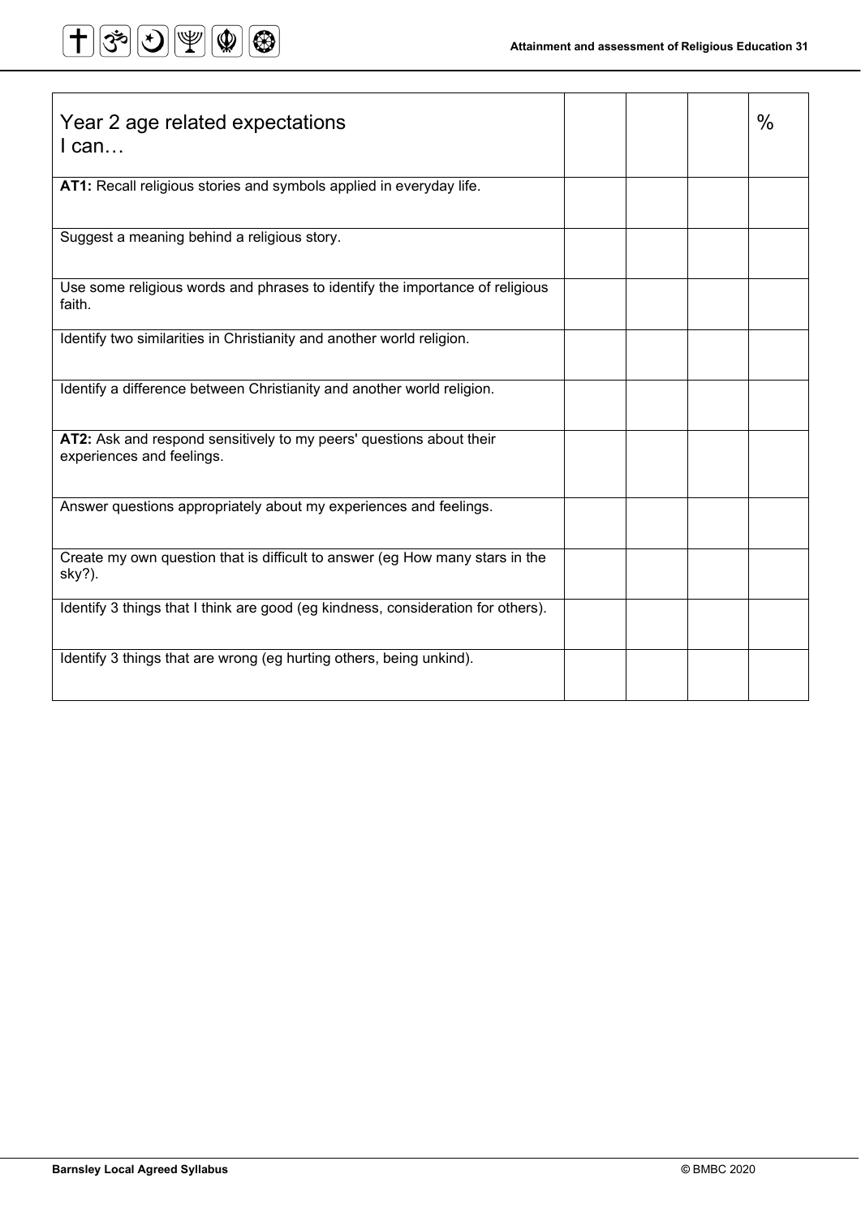| Year 2 age related expectations<br>I can… | | | | % |
|---|---|---|---|---|
| **AT1:** Recall religious stories and symbols applied in everyday life. | | | | |
| Suggest a meaning behind a religious story. | | | | |
| Use some religious words and phrases to identify the importance of religious faith. | | | | |
| Identify two similarities in Christianity and another world religion. | | | | |
| Identify a difference between Christianity and another world religion. | | | | |
| **AT2:** Ask and respond sensitively to my peers' questions about their experiences and feelings. | | | | |
| Answer questions appropriately about my experiences and feelings. | | | | |
| Create my own question that is difficult to answer (eg How many stars in the sky?). | | | | |
| Identify 3 things that I think are good (eg kindness, consideration for others). | | | | |
| Identify 3 things that are wrong (eg hurting others, being unkind). | | | | |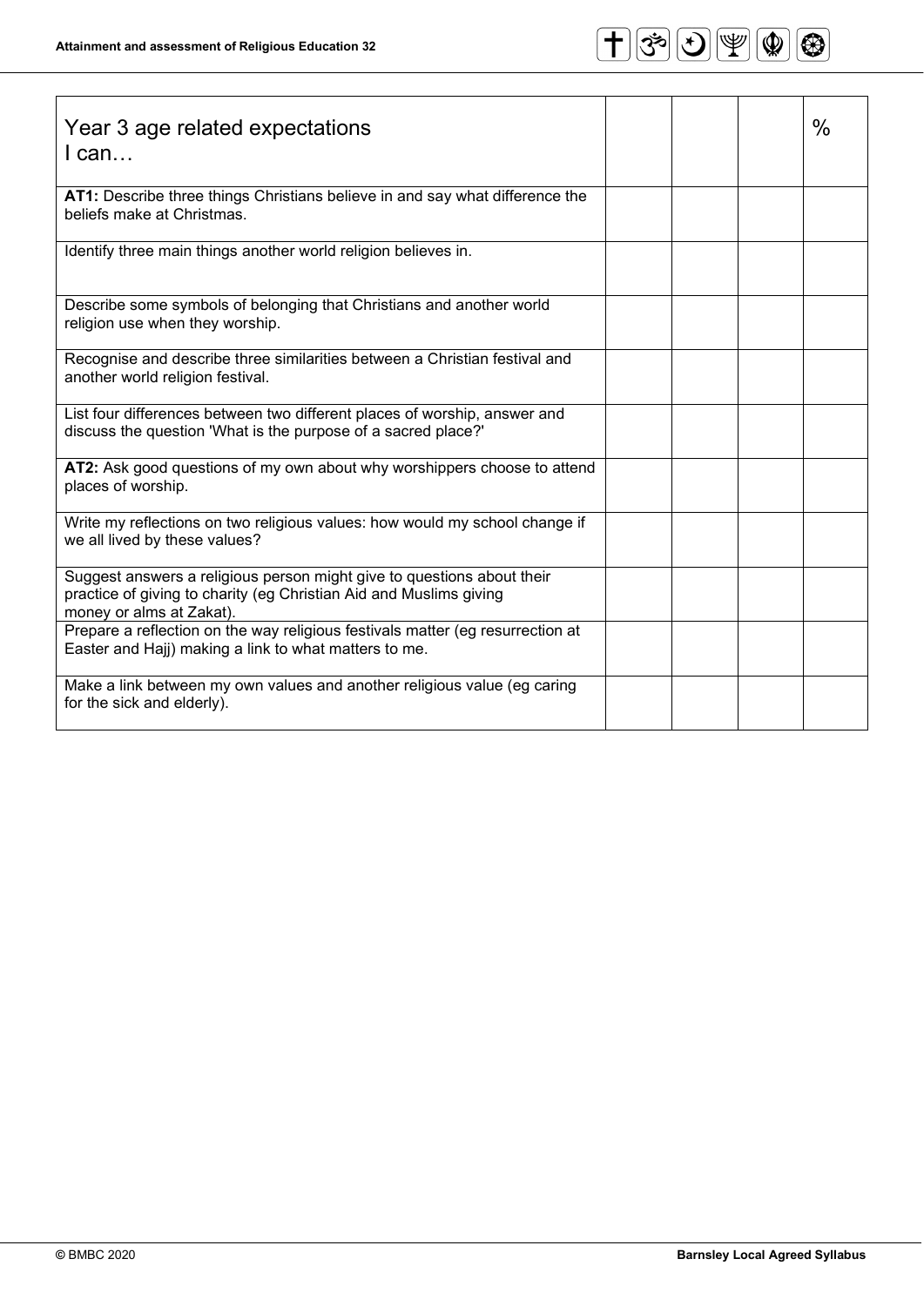| Year 3 age related expectations<br>I can… | | | | % |
|---|---|---|---|---|
| **AT1:** Describe three things Christians believe in and say what difference the beliefs make at Christmas. | | | | |
| Identify three main things another world religion believes in. | | | | |
| Describe some symbols of belonging that Christians and another world religion use when they worship. | | | | |
| Recognise and describe three similarities between a Christian festival and another world religion festival. | | | | |
| List four differences between two different places of worship, answer and discuss the question 'What is the purpose of a sacred place?' | | | | |
| **AT2:** Ask good questions of my own about why worshippers choose to attend places of worship. | | | | |
| Write my reflections on two religious values: how would my school change if we all lived by these values? | | | | |
| Suggest answers a religious person might give to questions about their practice of giving to charity (eg Christian Aid and Muslims giving money or alms at Zakat). | | | | |
| Prepare a reflection on the way religious festivals matter (eg resurrection at Easter and Hajj) making a link to what matters to me. | | | | |
| Make a link between my own values and another religious value (eg caring for the sick and elderly). | | | | |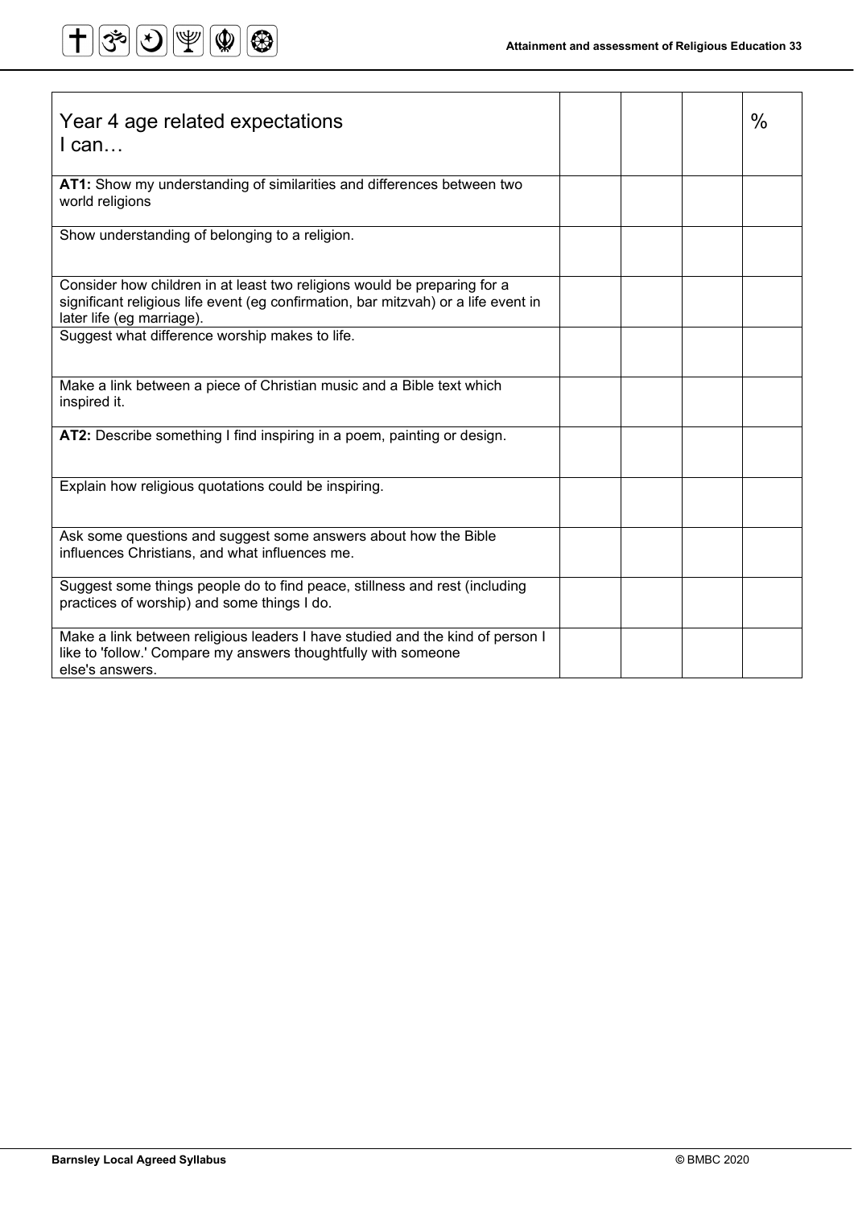| Year 4 age related expectations<br>I can… | | | | % |
|---|---|---|---|---|
| **AT1:** Show my understanding of similarities and differences between two world religions | | | | |
| Show understanding of belonging to a religion. | | | | |
| Consider how children in at least two religions would be preparing for a significant religious life event (eg confirmation, bar mitzvah) or a life event in later life (eg marriage). | | | | |
| Suggest what difference worship makes to life. | | | | |
| Make a link between a piece of Christian music and a Bible text which inspired it. | | | | |
| **AT2:** Describe something I find inspiring in a poem, painting or design. | | | | |
| Explain how religious quotations could be inspiring. | | | | |
| Ask some questions and suggest some answers about how the Bible influences Christians, and what influences me. | | | | |
| Suggest some things people do to find peace, stillness and rest (including practices of worship) and some things I do. | | | | |
| Make a link between religious leaders I have studied and the kind of person I like to 'follow.' Compare my answers thoughtfully with someone else's answers. | | | | |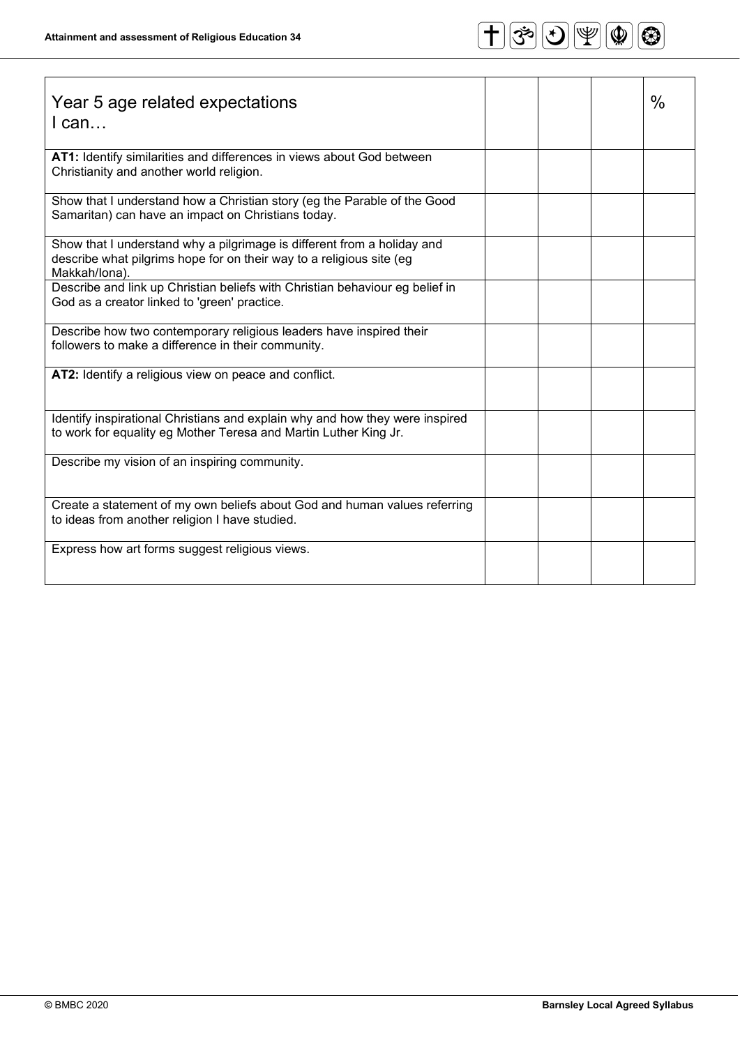| Year 5 age related expectations<br>I can… | | | | % |
|---|---|---|---|---|
| **AT1:** Identify similarities and differences in views about God between Christianity and another world religion. | | | | |
| Show that I understand how a Christian story (eg the Parable of the Good Samaritan) can have an impact on Christians today. | | | | |
| Show that I understand why a pilgrimage is different from a holiday and describe what pilgrims hope for on their way to a religious site (eg Makkah/Iona). | | | | |
| Describe and link up Christian beliefs with Christian behaviour eg belief in God as a creator linked to 'green' practice. | | | | |
| Describe how two contemporary religious leaders have inspired their followers to make a difference in their community. | | | | |
| **AT2:** Identify a religious view on peace and conflict. | | | | |
| Identify inspirational Christians and explain why and how they were inspired to work for equality eg Mother Teresa and Martin Luther King Jr. | | | | |
| Describe my vision of an inspiring community. | | | | |
| Create a statement of my own beliefs about God and human values referring to ideas from another religion I have studied. | | | | |
| Express how art forms suggest religious views. | | | | |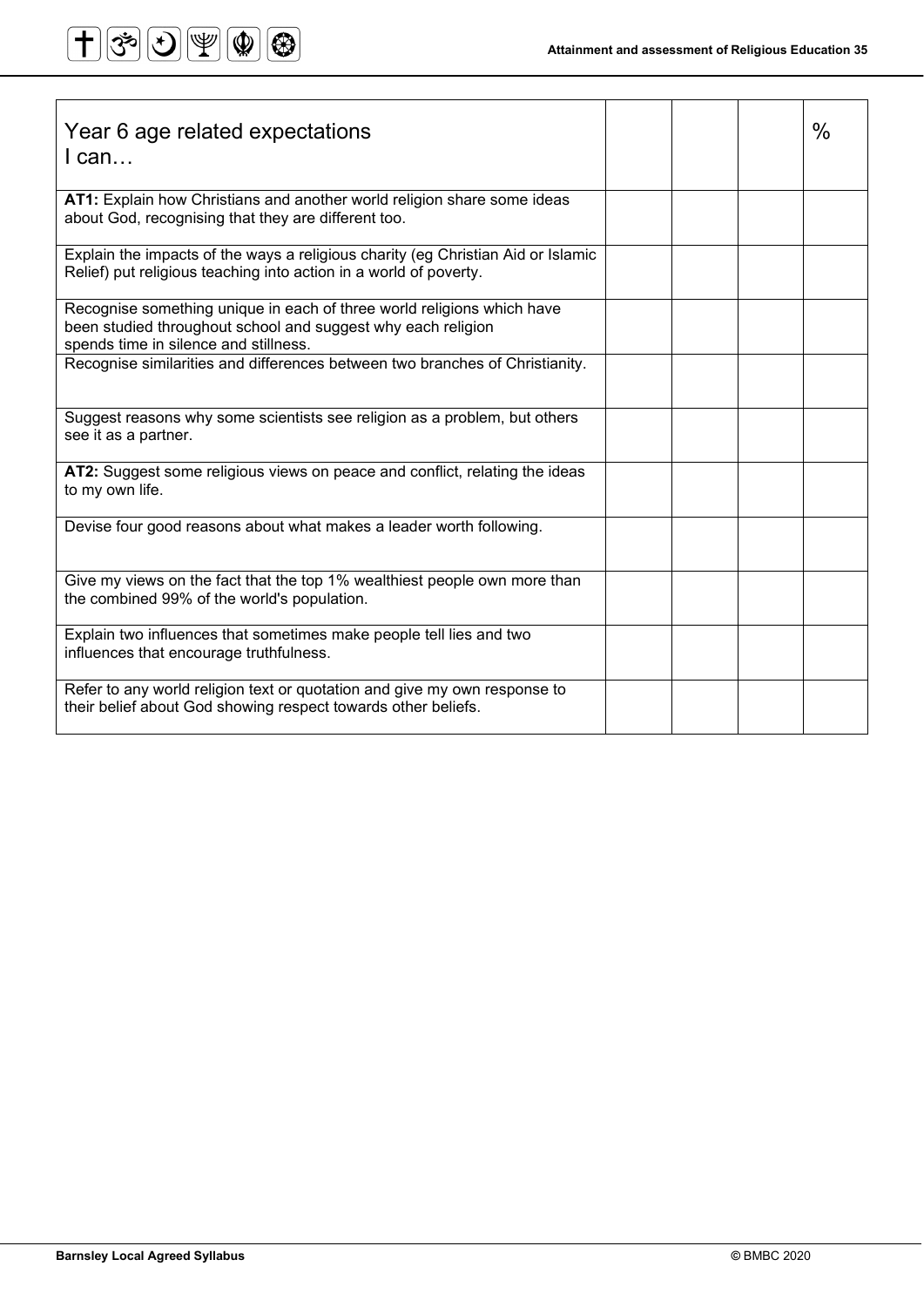| Year 6 age related expectations<br>I can… | | | | % |
|---|---|---|---|---|
| **AT1:** Explain how Christians and another world religion share some ideas about God, recognising that they are different too. | | | | |
| Explain the impacts of the ways a religious charity (eg Christian Aid or Islamic Relief) put religious teaching into action in a world of poverty. | | | | |
| Recognise something unique in each of three world religions which have been studied throughout school and suggest why each religion spends time in silence and stillness. | | | | |
| Recognise similarities and differences between two branches of Christianity. | | | | |
| Suggest reasons why some scientists see religion as a problem, but others see it as a partner. | | | | |
| **AT2:** Suggest some religious views on peace and conflict, relating the ideas to my own life. | | | | |
| Devise four good reasons about what makes a leader worth following. | | | | |
| Give my views on the fact that the top 1% wealthiest people own more than the combined 99% of the world's population. | | | | |
| Explain two influences that sometimes make people tell lies and two influences that encourage truthfulness. | | | | |
| Refer to any world religion text or quotation and give my own response to their belief about God showing respect towards other beliefs. | | | | |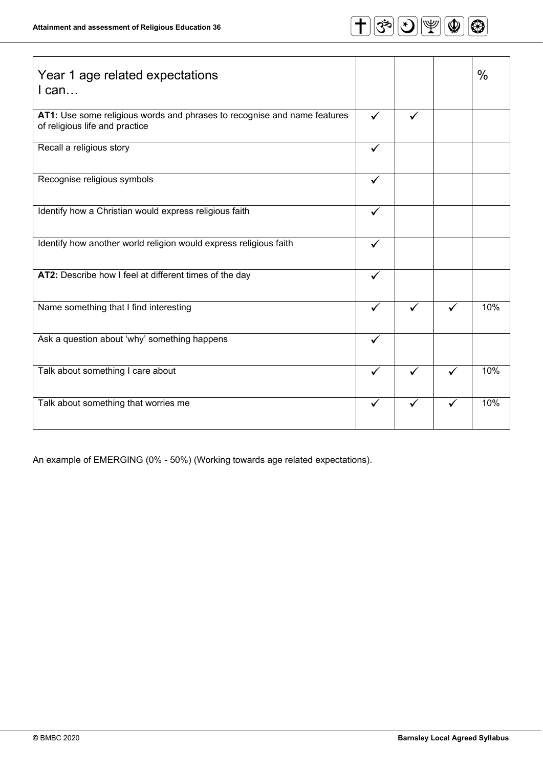| Year 1 age related expectations<br>I can… | | | | % |
|---|---|---|---|---|
| **AT1:** Use some religious words and phrases to recognise and name features of religious life and practice | ✓ | ✓ | | |
| Recall a religious story | ✓ | | | |
| Recognise religious symbols | ✓ | | | |
| Identify how a Christian would express religious faith | ✓ | | | |
| Identify how another world religion would express religious faith | ✓ | | | |
| **AT2:** Describe how I feel at different times of the day | ✓ | | | |
| Name something that I find interesting | ✓ | ✓ | ✓ | 10% |
| Ask a question about 'why' something happens | ✓ | | | |
| Talk about something I care about | ✓ | ✓ | ✓ | 10% |
| Talk about something that worries me | ✓ | ✓ | ✓ | 10% |

An example of EMERGING (0% - 50%) (Working towards age related expectations).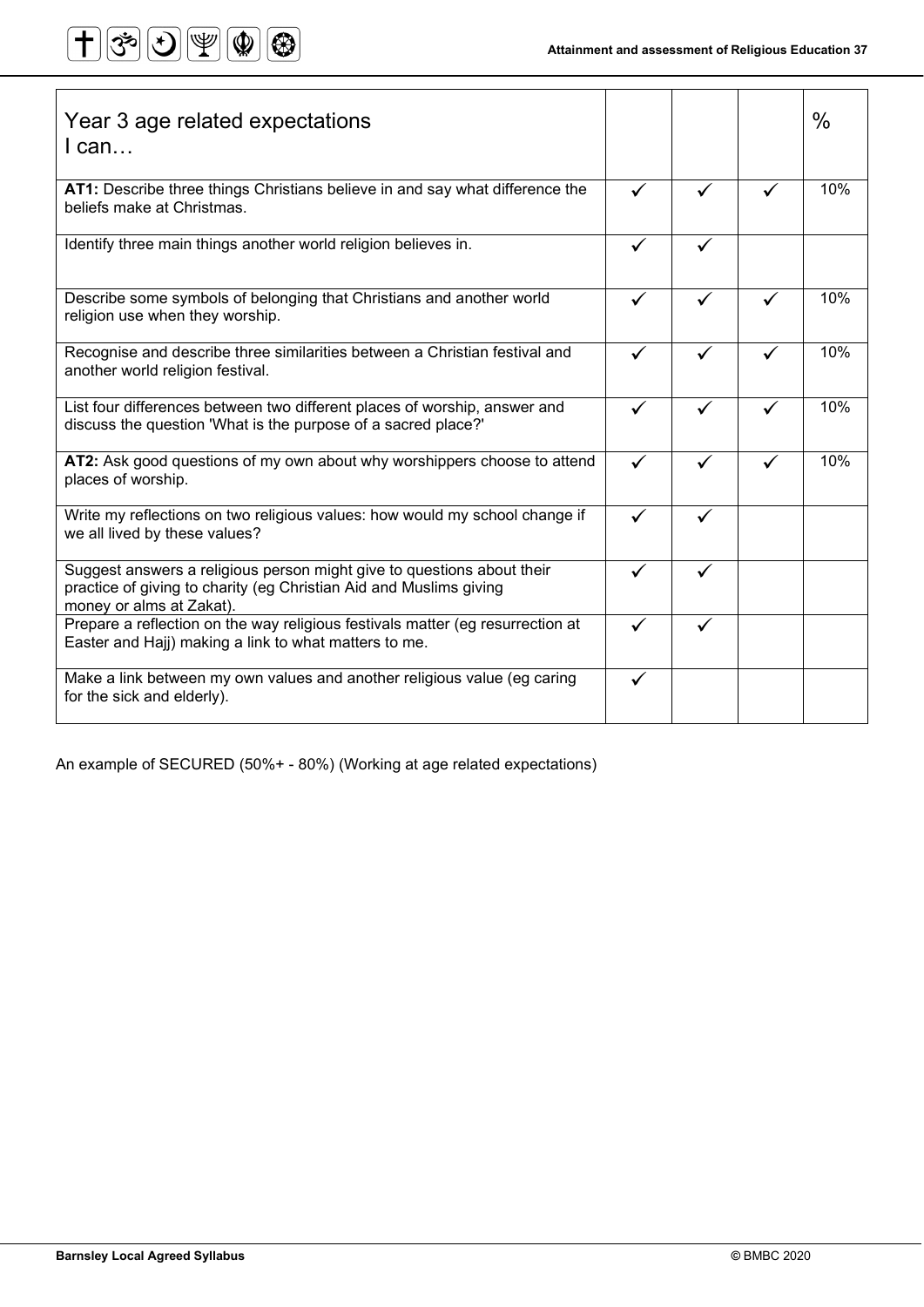| Year 3 age related expectations<br>I can… | | | | % |
|---|---|---|---|---|
| **AT1:** Describe three things Christians believe in and say what difference the beliefs make at Christmas. | ✓ | ✓ | ✓ | 10% |
| Identify three main things another world religion believes in. | ✓ | ✓ | | |
| Describe some symbols of belonging that Christians and another world religion use when they worship. | ✓ | ✓ | ✓ | 10% |
| Recognise and describe three similarities between a Christian festival and another world religion festival. | ✓ | ✓ | ✓ | 10% |
| List four differences between two different places of worship, answer and discuss the question 'What is the purpose of a sacred place?' | ✓ | ✓ | ✓ | 10% |
| **AT2:** Ask good questions of my own about why worshippers choose to attend places of worship. | ✓ | ✓ | ✓ | 10% |
| Write my reflections on two religious values: how would my school change if we all lived by these values? | ✓ | ✓ | | |
| Suggest answers a religious person might give to questions about their practice of giving to charity (eg Christian Aid and Muslims giving money or alms at Zakat). | ✓ | ✓ | | |
| Prepare a reflection on the way religious festivals matter (eg resurrection at Easter and Hajj) making a link to what matters to me. | ✓ | ✓ | | |
| Make a link between my own values and another religious value (eg caring for the sick and elderly). | ✓ | | | |

An example of SECURED (50%+ - 80%) (Working at age related expectations)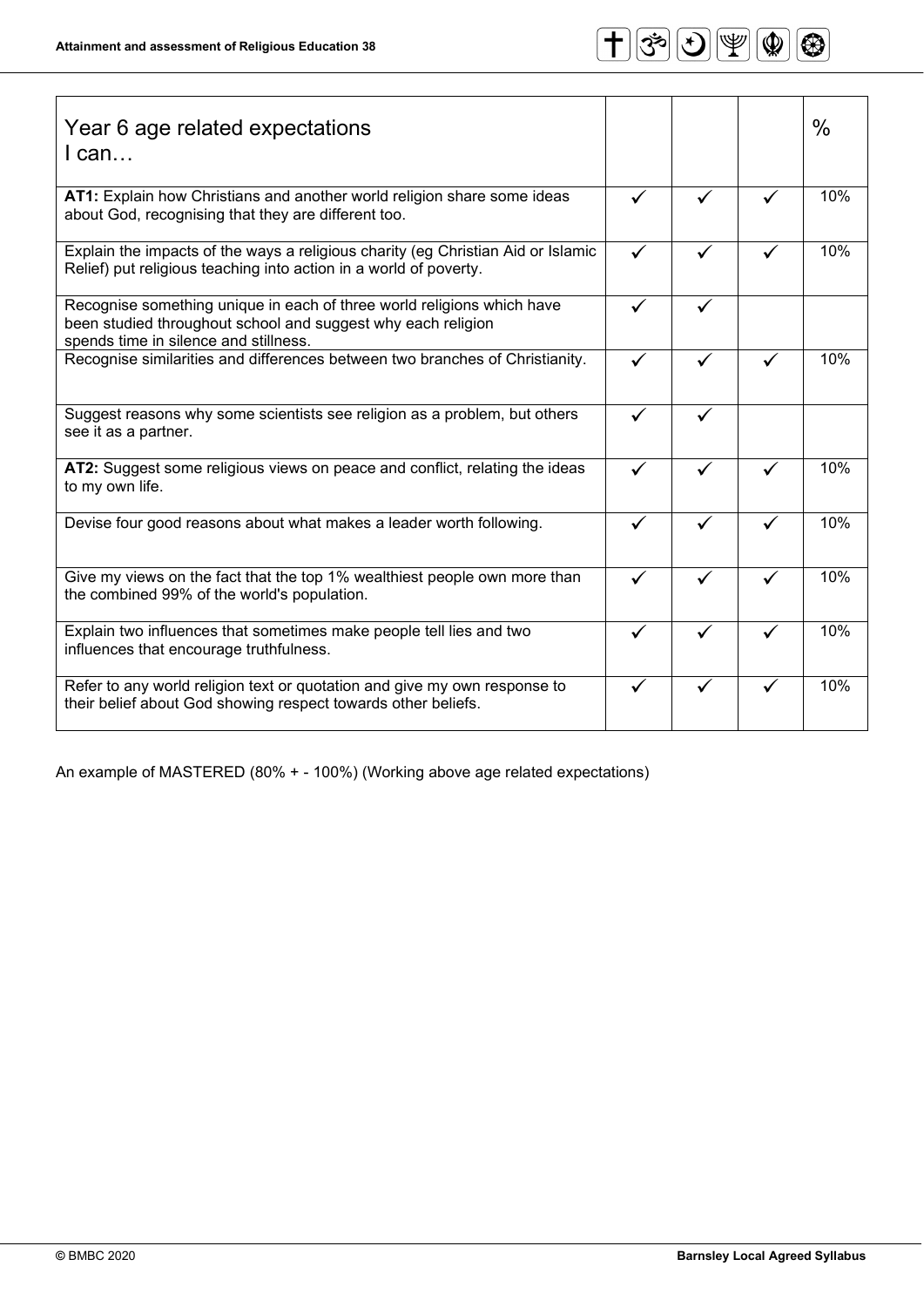| Year 6 age related expectations<br>I can… | | | | % |
|---|---|---|---|---|
| **AT1:** Explain how Christians and another world religion share some ideas about God, recognising that they are different too. | ✓ | ✓ | ✓ | 10% |
| Explain the impacts of the ways a religious charity (eg Christian Aid or Islamic Relief) put religious teaching into action in a world of poverty. | ✓ | ✓ | ✓ | 10% |
| Recognise something unique in each of three world religions which have been studied throughout school and suggest why each religion spends time in silence and stillness. | ✓ | ✓ | | |
| Recognise similarities and differences between two branches of Christianity. | ✓ | ✓ | ✓ | 10% |
| Suggest reasons why some scientists see religion as a problem, but others see it as a partner. | ✓ | ✓ | | |
| **AT2:** Suggest some religious views on peace and conflict, relating the ideas to my own life. | ✓ | ✓ | ✓ | 10% |
| Devise four good reasons about what makes a leader worth following. | ✓ | ✓ | ✓ | 10% |
| Give my views on the fact that the top 1% wealthiest people own more than the combined 99% of the world's population. | ✓ | ✓ | ✓ | 10% |
| Explain two influences that sometimes make people tell lies and two influences that encourage truthfulness. | ✓ | ✓ | ✓ | 10% |
| Refer to any world religion text or quotation and give my own response to their belief about God showing respect towards other beliefs. | ✓ | ✓ | ✓ | 10% |

An example of MASTERED (80% + - 100%) (Working above age related expectations)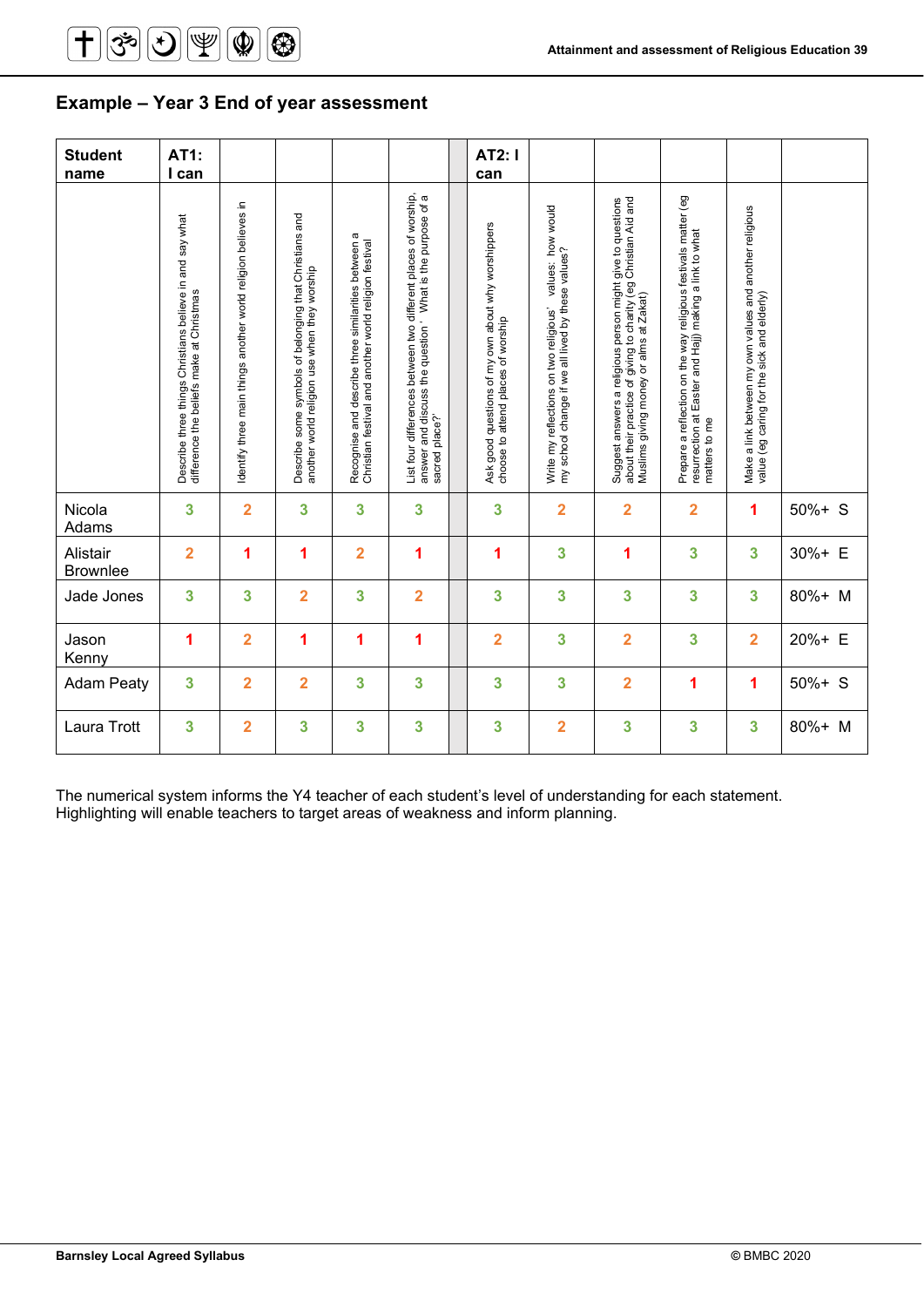## Example – Year 3 End of year assessment

| Student name | AT1: I can | | | | | | AT2: I can | | | | | |
|---|---|---|---|---|---|---|---|---|---|---|---|---|
| | Describe three things Christians believe in and say what difference the beliefs make at Christmas | Identify three main things another world religion believes in | Describe some symbols of belonging that Christians and another world religion use when they worship | Recognise and describe three similarities between a Christian festival and another world religion festival | List four differences between two different places of worship, answer and discuss the question ' What is the purpose of a sacred place?' | | Ask good questions of my own about why worshippers choose to attend places of worship | Write my reflections on two religious' values: how would my school change if we all lived by these values? | Suggest answers a religious person might give to questions about their practice of giving to charity (eg Christian Aid and Muslims giving money or alms at Zakat) | Prepare a reflection on the way religious festivals matter (eg resurrection at Easter and Hajj) making a link to what matters to me | Make a link between my own values and another religious value (eg caring for the sick and elderly) | |
| Nicola Adams | 3 | 2 | 3 | 3 | 3 | | 3 | 2 | 2 | 2 | 1 | 50%+ S |
| Alistair Brownlee | 2 | 1 | 1 | 2 | 1 | | 1 | 3 | 1 | 3 | 3 | 30%+ E |
| Jade Jones | 3 | 3 | 2 | 3 | 2 | | 3 | 3 | 3 | 3 | 3 | 80%+ M |
| Jason Kenny | 1 | 2 | 1 | 1 | 1 | | 2 | 3 | 2 | 3 | 2 | 20%+ E |
| Adam Peaty | 3 | 2 | 2 | 3 | 3 | | 3 | 3 | 2 | 1 | 1 | 50%+ S |
| Laura Trott | 3 | 2 | 3 | 3 | 3 | | 3 | 2 | 3 | 3 | 3 | 80%+ M |

The numerical system informs the Y4 teacher of each student's level of understanding for each statement. Highlighting will enable teachers to target areas of weakness and inform planning.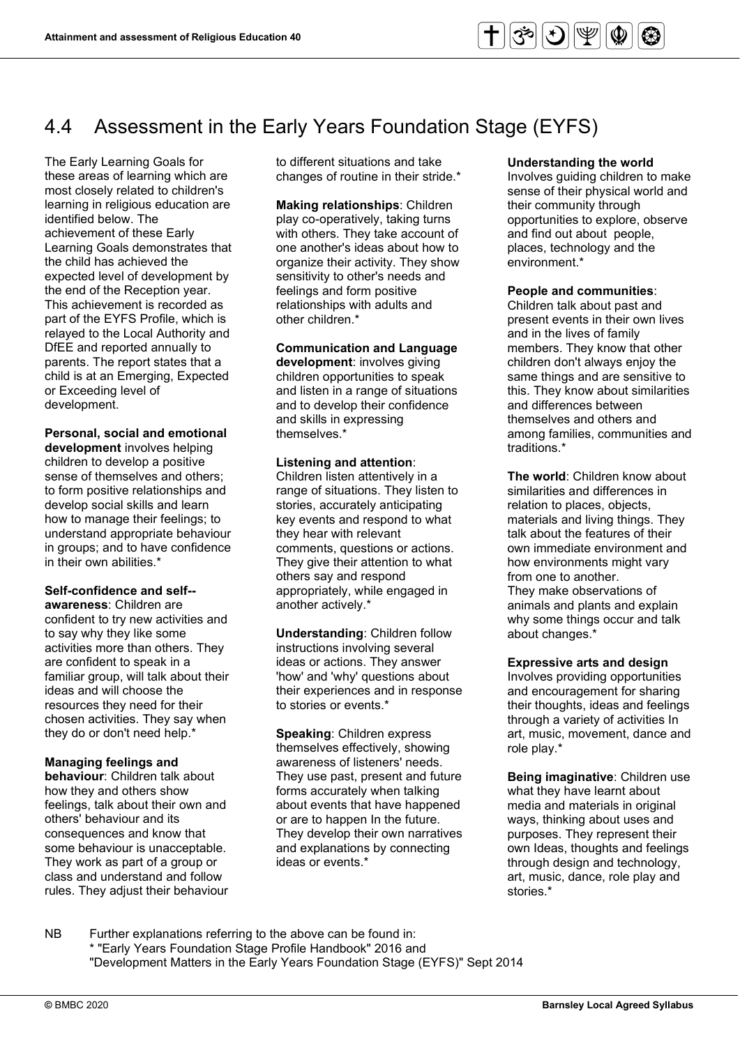## 4.4 Assessment in the Early Years Foundation Stage (EYFS)

The Early Learning Goals for these areas of learning which are most closely related to children's learning in religious education are identified below. The achievement of these Early Learning Goals demonstrates that the child has achieved the expected level of development by the end of the Reception year. This achievement is recorded as part of the EYFS Profile, which is relayed to the Local Authority and DfEE and reported annually to parents. The report states that a child is at an Emerging, Expected or Exceeding level of development.

**Personal, social and emotional development** involves helping children to develop a positive sense of themselves and others; to form positive relationships and develop social skills and learn how to manage their feelings; to understand appropriate behaviour in groups; and to have confidence in their own abilities.*

**Self-confidence and self--awareness**: Children are confident to try new activities and to say why they like some activities more than others. They are confident to speak in a familiar group, will talk about their ideas and will choose the resources they need for their chosen activities. They say when they do or don't need help.*

**Managing feelings and behaviour**: Children talk about how they and others show feelings, talk about their own and others' behaviour and its consequences and know that some behaviour is unacceptable. They work as part of a group or class and understand and follow rules. They adjust their behaviour to different situations and take changes of routine in their stride.*

**Making relationships**: Children play co-operatively, taking turns with others. They take account of one another's ideas about how to organize their activity. They show sensitivity to other's needs and feelings and form positive relationships with adults and other children.*

**Communication and Language development**: involves giving children opportunities to speak and listen in a range of situations and to develop their confidence and skills in expressing themselves.*

**Listening and attention**: Children listen attentively in a range of situations. They listen to stories, accurately anticipating key events and respond to what they hear with relevant comments, questions or actions. They give their attention to what others say and respond appropriately, while engaged in another actively.*

**Understanding**: Children follow instructions involving several ideas or actions. They answer 'how' and 'why' questions about their experiences and in response to stories or events.*

**Speaking**: Children express themselves effectively, showing awareness of listeners' needs. They use past, present and future forms accurately when talking about events that have happened or are to happen In the future. They develop their own narratives and explanations by connecting ideas or events.*

**Understanding the world**
Involves guiding children to make sense of their physical world and their community through opportunities to explore, observe and find out about people, places, technology and the environment.*

**People and communities**: Children talk about past and present events in their own lives and in the lives of family members. They know that other children don't always enjoy the same things and are sensitive to this. They know about similarities and differences between themselves and others and among families, communities and traditions.*

**The world**: Children know about similarities and differences in relation to places, objects, materials and living things. They talk about the features of their own immediate environment and how environments might vary from one to another.
They make observations of animals and plants and explain why some things occur and talk about changes.*

**Expressive arts and design**
Involves providing opportunities and encouragement for sharing their thoughts, ideas and feelings through a variety of activities In art, music, movement, dance and role play.*

**Being imaginative**: Children use what they have learnt about media and materials in original ways, thinking about uses and purposes. They represent their own Ideas, thoughts and feelings through design and technology, art, music, dance, role play and stories.*

NB Further explanations referring to the above can be found in:
* "Early Years Foundation Stage Profile Handbook" 2016 and
"Development Matters in the Early Years Foundation Stage (EYFS)" Sept 2014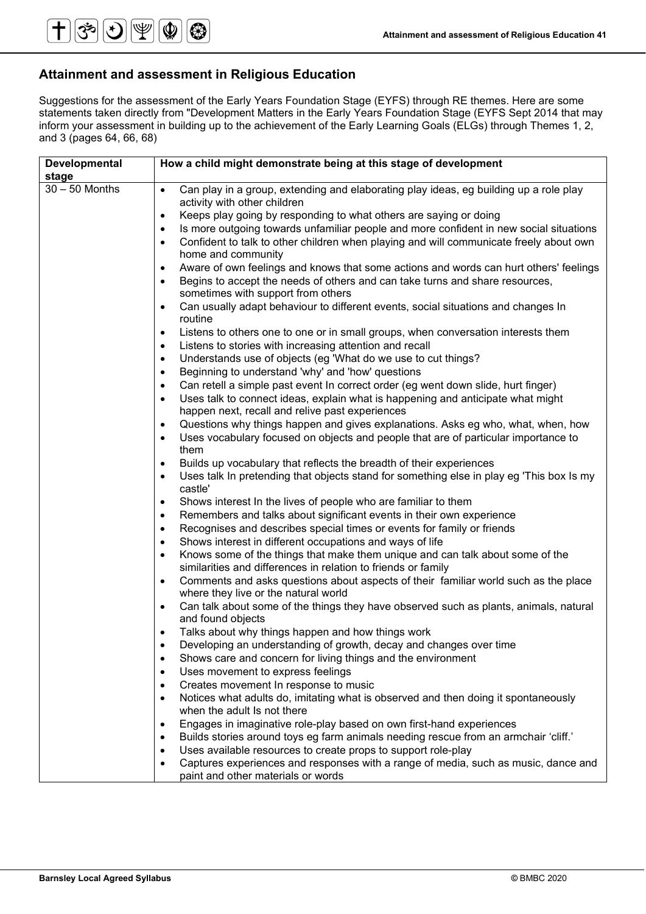## Attainment and assessment in Religious Education

Suggestions for the assessment of the Early Years Foundation Stage (EYFS) through RE themes. Here are some statements taken directly from "Development Matters in the Early Years Foundation Stage (EYFS Sept 2014 that may inform your assessment in building up to the achievement of the Early Learning Goals (ELGs) through Themes 1, 2, and 3 (pages 64, 66, 68)

| Developmental stage | How a child might demonstrate being at this stage of development |
|---|---|
| 30 – 50 Months | • Can play in a group, extending and elaborating play ideas, eg building up a role play activity with other children<br>• Keeps play going by responding to what others are saying or doing<br>• Is more outgoing towards unfamiliar people and more confident in new social situations<br>• Confident to talk to other children when playing and will communicate freely about own home and community<br>• Aware of own feelings and knows that some actions and words can hurt others' feelings<br>• Begins to accept the needs of others and can take turns and share resources, sometimes with support from others<br>• Can usually adapt behaviour to different events, social situations and changes In routine<br>• Listens to others one to one or in small groups, when conversation interests them<br>• Listens to stories with increasing attention and recall<br>• Understands use of objects (eg 'What do we use to cut things?<br>• Beginning to understand 'why' and 'how' questions<br>• Can retell a simple past event In correct order (eg went down slide, hurt finger)<br>• Uses talk to connect ideas, explain what is happening and anticipate what might happen next, recall and relive past experiences<br>• Questions why things happen and gives explanations. Asks eg who, what, when, how<br>• Uses vocabulary focused on objects and people that are of particular importance to them<br>• Builds up vocabulary that reflects the breadth of their experiences<br>• Uses talk In pretending that objects stand for something else in play eg 'This box Is my castle'<br>• Shows interest In the lives of people who are familiar to them<br>• Remembers and talks about significant events in their own experience<br>• Recognises and describes special times or events for family or friends<br>• Shows interest in different occupations and ways of life<br>• Knows some of the things that make them unique and can talk about some of the similarities and differences in relation to friends or family<br>• Comments and asks questions about aspects of their familiar world such as the place where they live or the natural world<br>• Can talk about some of the things they have observed such as plants, animals, natural and found objects<br>• Talks about why things happen and how things work<br>• Developing an understanding of growth, decay and changes over time<br>• Shows care and concern for living things and the environment<br>• Uses movement to express feelings<br>• Creates movement In response to music<br>• Notices what adults do, imitating what is observed and then doing it spontaneously when the adult Is not there<br>• Engages in imaginative role-play based on own first-hand experiences<br>• Builds stories around toys eg farm animals needing rescue from an armchair 'cliff.'<br>• Uses available resources to create props to support role-play<br>• Captures experiences and responses with a range of media, such as music, dance and paint and other materials or words |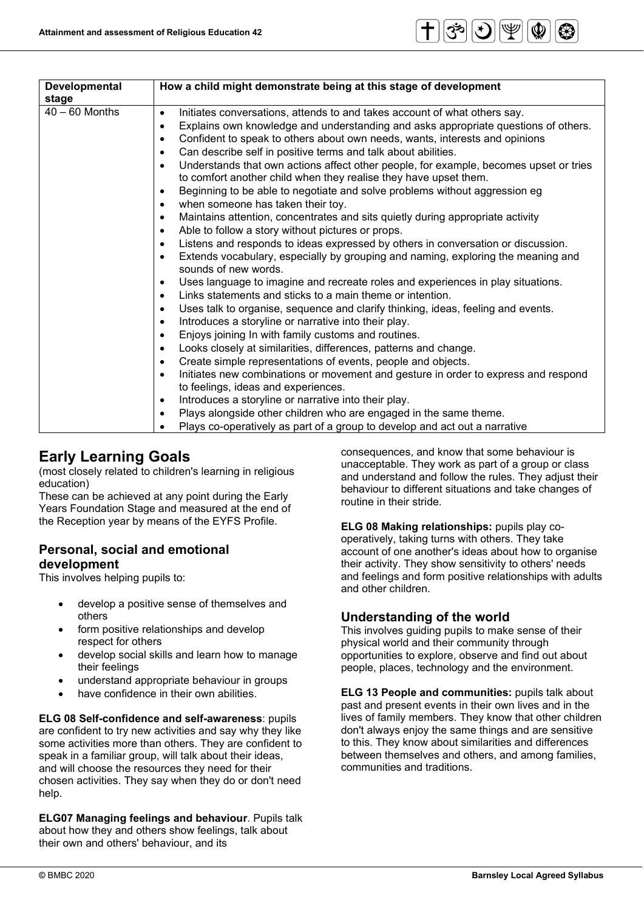| Developmental stage | How a child might demonstrate being at this stage of development |
| --- | --- |
| 40 – 60 Months | • Initiates conversations, attends to and takes account of what others say.<br>• Explains own knowledge and understanding and asks appropriate questions of others.<br>• Confident to speak to others about own needs, wants, interests and opinions<br>• Can describe self in positive terms and talk about abilities.<br>• Understands that own actions affect other people, for example, becomes upset or tries to comfort another child when they realise they have upset them.<br>• Beginning to be able to negotiate and solve problems without aggression eg<br>• when someone has taken their toy.<br>• Maintains attention, concentrates and sits quietly during appropriate activity<br>• Able to follow a story without pictures or props.<br>• Listens and responds to ideas expressed by others in conversation or discussion.<br>• Extends vocabulary, especially by grouping and naming, exploring the meaning and sounds of new words.<br>• Uses language to imagine and recreate roles and experiences in play situations.<br>• Links statements and sticks to a main theme or intention.<br>• Uses talk to organise, sequence and clarify thinking, ideas, feeling and events.<br>• Introduces a storyline or narrative into their play.<br>• Enjoys joining In with family customs and routines.<br>• Looks closely at similarities, differences, patterns and change.<br>• Create simple representations of events, people and objects.<br>• Initiates new combinations or movement and gesture in order to express and respond to feelings, ideas and experiences.<br>• Introduces a storyline or narrative into their play.<br>• Plays alongside other children who are engaged in the same theme.<br>• Plays co-operatively as part of a group to develop and act out a narrative |

## Early Learning Goals

(most closely related to children's learning in religious education)

These can be achieved at any point during the Early Years Foundation Stage and measured at the end of the Reception year by means of the EYFS Profile.

### Personal, social and emotional development

This involves helping pupils to:

- develop a positive sense of themselves and others
- form positive relationships and develop respect for others
- develop social skills and learn how to manage their feelings
- understand appropriate behaviour in groups
- have confidence in their own abilities.

**ELG 08 Self-confidence and self-awareness**: pupils are confident to try new activities and say why they like some activities more than others. They are confident to speak in a familiar group, will talk about their ideas, and will choose the resources they need for their chosen activities. They say when they do or don't need help.

**ELG07 Managing feelings and behaviour**. Pupils talk about how they and others show feelings, talk about their own and others' behaviour, and its consequences, and know that some behaviour is unacceptable. They work as part of a group or class and understand and follow the rules. They adjust their behaviour to different situations and take changes of routine in their stride.

**ELG 08 Making relationships:** pupils play co-operatively, taking turns with others. They take account of one another's ideas about how to organise their activity. They show sensitivity to others' needs and feelings and form positive relationships with adults and other children.

### Understanding of the world

This involves guiding pupils to make sense of their physical world and their community through opportunities to explore, observe and find out about people, places, technology and the environment.

**ELG 13 People and communities:** pupils talk about past and present events in their own lives and in the lives of family members. They know that other children don't always enjoy the same things and are sensitive to this. They know about similarities and differences between themselves and others, and among families, communities and traditions.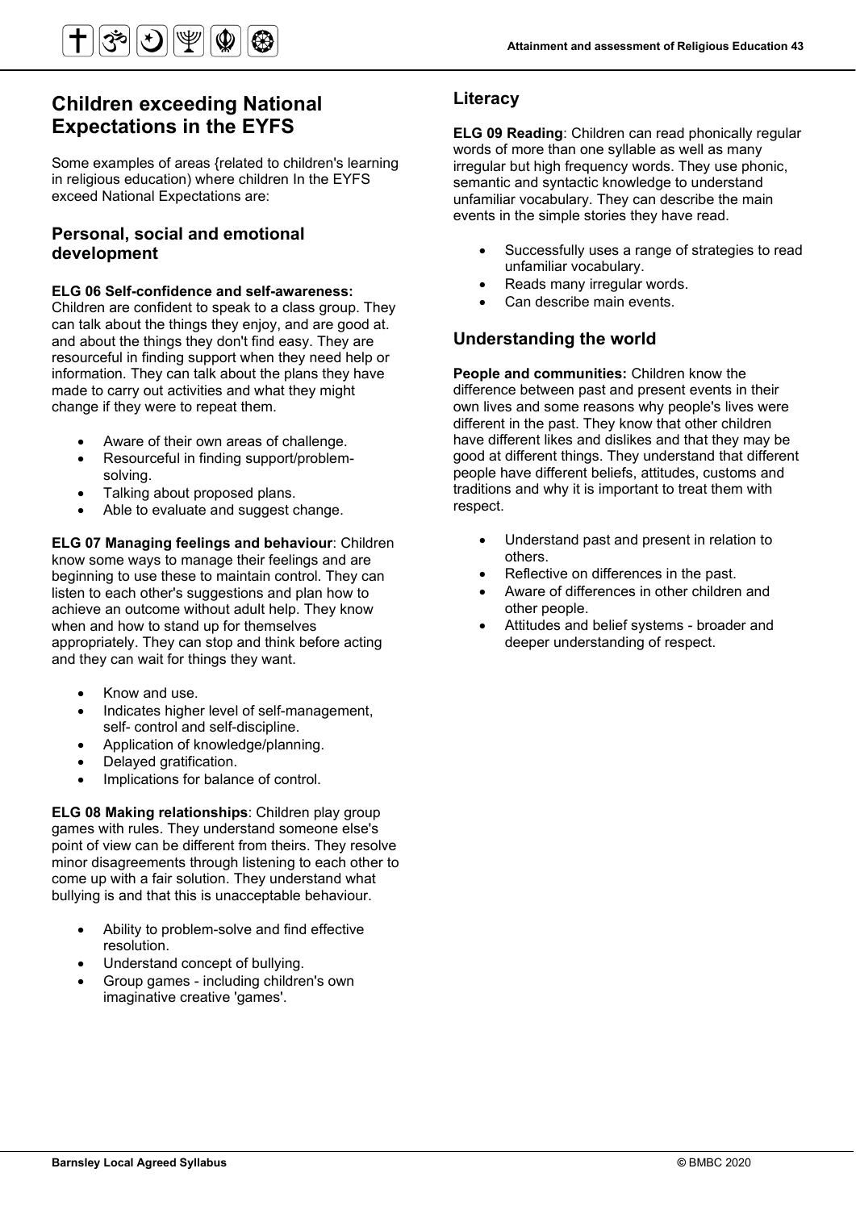## Children exceeding National Expectations in the EYFS

Some examples of areas {related to children's learning in religious education) where children In the EYFS exceed National Expectations are:

### Personal, social and emotional development

**ELG 06 Self-confidence and self-awareness:** Children are confident to speak to a class group. They can talk about the things they enjoy, and are good at. and about the things they don't find easy. They are resourceful in finding support when they need help or information. They can talk about the plans they have made to carry out activities and what they might change if they were to repeat them.

- Aware of their own areas of challenge.
- Resourceful in finding support/problem-solving.
- Talking about proposed plans.
- Able to evaluate and suggest change.

**ELG 07 Managing feelings and behaviour**: Children know some ways to manage their feelings and are beginning to use these to maintain control. They can listen to each other's suggestions and plan how to achieve an outcome without adult help. They know when and how to stand up for themselves appropriately. They can stop and think before acting and they can wait for things they want.

- Know and use.
- Indicates higher level of self-management, self- control and self-discipline.
- Application of knowledge/planning.
- Delayed gratification.
- Implications for balance of control.

**ELG 08 Making relationships**: Children play group games with rules. They understand someone else's point of view can be different from theirs. They resolve minor disagreements through listening to each other to come up with a fair solution. They understand what bullying is and that this is unacceptable behaviour.

- Ability to problem-solve and find effective resolution.
- Understand concept of bullying.
- Group games - including children's own imaginative creative 'games'.

### Literacy

**ELG 09 Reading**: Children can read phonically regular words of more than one syllable as well as many irregular but high frequency words. They use phonic, semantic and syntactic knowledge to understand unfamiliar vocabulary. They can describe the main events in the simple stories they have read.

- Successfully uses a range of strategies to read unfamiliar vocabulary.
- Reads many irregular words.
- Can describe main events.

### Understanding the world

**People and communities:** Children know the difference between past and present events in their own lives and some reasons why people's lives were different in the past. They know that other children have different likes and dislikes and that they may be good at different things. They understand that different people have different beliefs, attitudes, customs and traditions and why it is important to treat them with respect.

- Understand past and present in relation to others.
- Reflective on differences in the past.
- Aware of differences in other children and other people.
- Attitudes and belief systems - broader and deeper understanding of respect.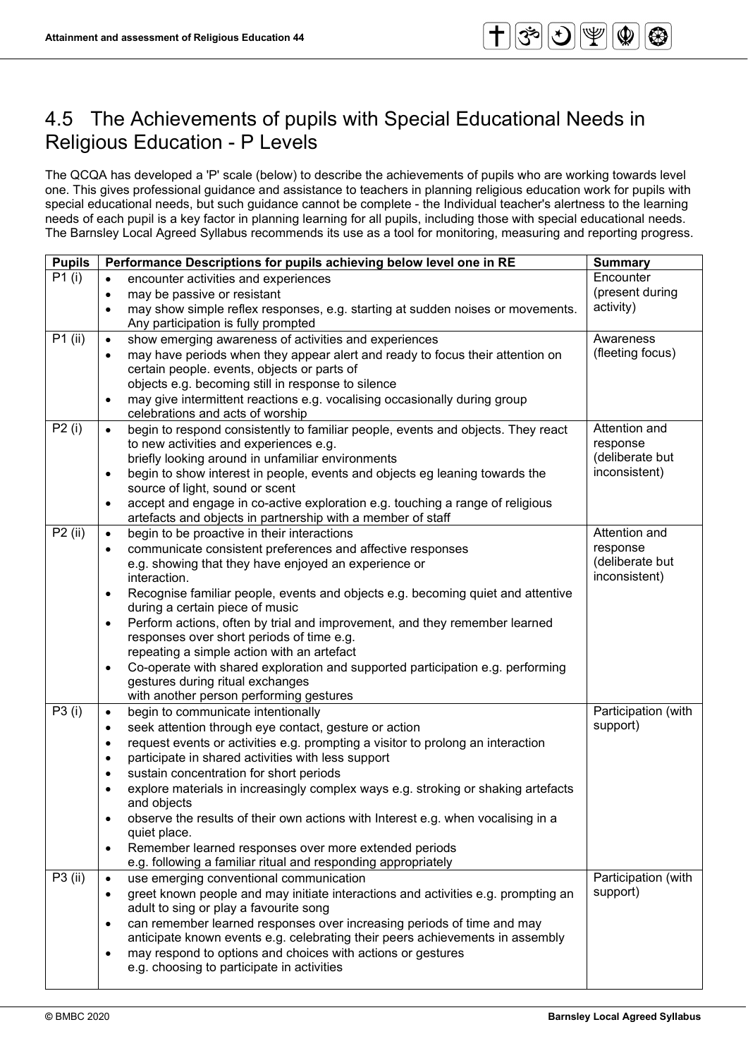## 4.5 The Achievements of pupils with Special Educational Needs in Religious Education - P Levels

The QCQA has developed a 'P' scale (below) to describe the achievements of pupils who are working towards level one. This gives professional guidance and assistance to teachers in planning religious education work for pupils with special educational needs, but such guidance cannot be complete - the Individual teacher's alertness to the learning needs of each pupil is a key factor in planning learning for all pupils, including those with special educational needs. The Barnsley Local Agreed Syllabus recommends its use as a tool for monitoring, measuring and reporting progress.

| Pupils | Performance Descriptions for pupils achieving below level one in RE | Summary |
|---|---|---|
| P1 (i) | • encounter activities and experiences<br>• may be passive or resistant<br>• may show simple reflex responses, e.g. starting at sudden noises or movements. Any participation is fully prompted | Encounter (present during activity) |
| P1 (ii) | • show emerging awareness of activities and experiences<br>• may have periods when they appear alert and ready to focus their attention on certain people. events, objects or parts of objects e.g. becoming still in response to silence<br>• may give intermittent reactions e.g. vocalising occasionally during group celebrations and acts of worship | Awareness (fleeting focus) |
| P2 (i) | • begin to respond consistently to familiar people, events and objects. They react to new activities and experiences e.g. briefly looking around in unfamiliar environments<br>• begin to show interest in people, events and objects eg leaning towards the source of light, sound or scent<br>• accept and engage in co-active exploration e.g. touching a range of religious artefacts and objects in partnership with a member of staff | Attention and response (deliberate but inconsistent) |
| P2 (ii) | • begin to be proactive in their interactions<br>• communicate consistent preferences and affective responses e.g. showing that they have enjoyed an experience or interaction.<br>• Recognise familiar people, events and objects e.g. becoming quiet and attentive during a certain piece of music<br>• Perform actions, often by trial and improvement, and they remember learned responses over short periods of time e.g. repeating a simple action with an artefact<br>• Co-operate with shared exploration and supported participation e.g. performing gestures during ritual exchanges with another person performing gestures | Attention and response (deliberate but inconsistent) |
| P3 (i) | • begin to communicate intentionally<br>• seek attention through eye contact, gesture or action<br>• request events or activities e.g. prompting a visitor to prolong an interaction<br>• participate in shared activities with less support<br>• sustain concentration for short periods<br>• explore materials in increasingly complex ways e.g. stroking or shaking artefacts and objects<br>• observe the results of their own actions with Interest e.g. when vocalising in a quiet place.<br>• Remember learned responses over more extended periods e.g. following a familiar ritual and responding appropriately | Participation (with support) |
| P3 (ii) | • use emerging conventional communication<br>• greet known people and may initiate interactions and activities e.g. prompting an adult to sing or play a favourite song<br>• can remember learned responses over increasing periods of time and may anticipate known events e.g. celebrating their peers achievements in assembly<br>• may respond to options and choices with actions or gestures e.g. choosing to participate in activities | Participation (with support) |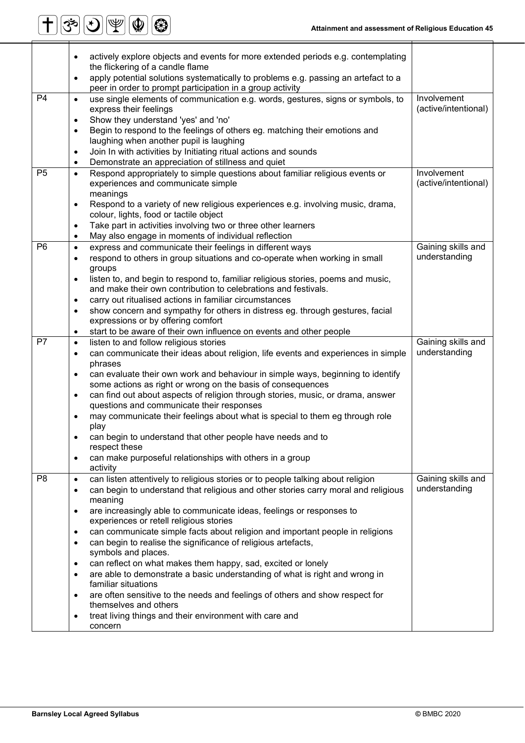| | | |
|---|---|---|
| | • actively explore objects and events for more extended periods e.g. contemplating the flickering of a candle flame<br>• apply potential solutions systematically to problems e.g. passing an artefact to a peer in order to prompt participation in a group activity | |
| P4 | • use single elements of communication e.g. words, gestures, signs or symbols, to express their feelings<br>• Show they understand 'yes' and 'no'<br>• Begin to respond to the feelings of others eg. matching their emotions and laughing when another pupil is laughing<br>• Join In with activities by Initiating ritual actions and sounds<br>• Demonstrate an appreciation of stillness and quiet | Involvement (active/intentional) |
| P5 | • Respond appropriately to simple questions about familiar religious events or experiences and communicate simple meanings<br>• Respond to a variety of new religious experiences e.g. involving music, drama, colour, lights, food or tactile object<br>• Take part in activities involving two or three other learners<br>• May also engage in moments of individual reflection | Involvement (active/intentional) |
| P6 | • express and communicate their feelings in different ways<br>• respond to others in group situations and co-operate when working in small groups<br>• listen to, and begin to respond to, familiar religious stories, poems and music, and make their own contribution to celebrations and festivals.<br>• carry out ritualised actions in familiar circumstances<br>• show concern and sympathy for others in distress eg. through gestures, facial expressions or by offering comfort<br>• start to be aware of their own influence on events and other people | Gaining skills and understanding |
| P7 | • listen to and follow religious stories<br>• can communicate their ideas about religion, life events and experiences in simple phrases<br>• can evaluate their own work and behaviour in simple ways, beginning to identify some actions as right or wrong on the basis of consequences<br>• can find out about aspects of religion through stories, music, or drama, answer questions and communicate their responses<br>• may communicate their feelings about what is special to them eg through role play<br>• can begin to understand that other people have needs and to respect these<br>• can make purposeful relationships with others in a group activity | Gaining skills and understanding |
| P8 | • can listen attentively to religious stories or to people talking about religion<br>• can begin to understand that religious and other stories carry moral and religious meaning<br>• are increasingly able to communicate ideas, feelings or responses to experiences or retell religious stories<br>• can communicate simple facts about religion and important people in religions<br>• can begin to realise the significance of religious artefacts, symbols and places.<br>• can reflect on what makes them happy, sad, excited or lonely<br>• are able to demonstrate a basic understanding of what is right and wrong in familiar situations<br>• are often sensitive to the needs and feelings of others and show respect for themselves and others<br>• treat living things and their environment with care and concern | Gaining skills and understanding |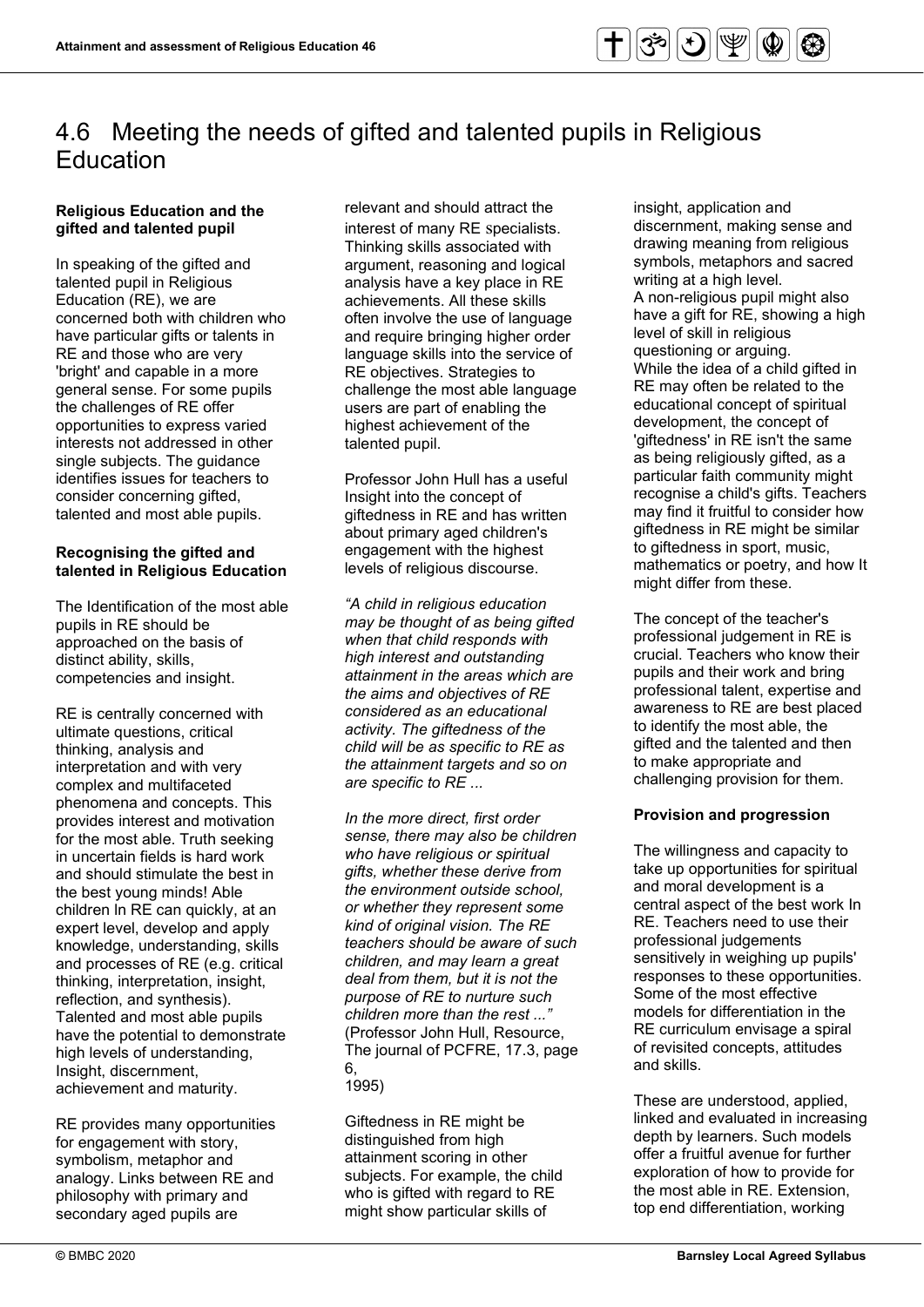# 4.6 Meeting the needs of gifted and talented pupils in Religious Education

**Religious Education and the gifted and talented pupil**

In speaking of the gifted and talented pupil in Religious Education (RE), we are concerned both with children who have particular gifts or talents in RE and those who are very 'bright' and capable in a more general sense. For some pupils the challenges of RE offer opportunities to express varied interests not addressed in other single subjects. The guidance identifies issues for teachers to consider concerning gifted, talented and most able pupils.

**Recognising the gifted and talented in Religious Education**

The Identification of the most able pupils in RE should be approached on the basis of distinct ability, skills, competencies and insight.

RE is centrally concerned with ultimate questions, critical thinking, analysis and interpretation and with very complex and multifaceted phenomena and concepts. This provides interest and motivation for the most able. Truth seeking in uncertain fields is hard work and should stimulate the best in the best young minds! Able children In RE can quickly, at an expert level, develop and apply knowledge, understanding, skills and processes of RE (e.g. critical thinking, interpretation, insight, reflection, and synthesis). Talented and most able pupils have the potential to demonstrate high levels of understanding, Insight, discernment, achievement and maturity.

RE provides many opportunities for engagement with story, symbolism, metaphor and analogy. Links between RE and philosophy with primary and secondary aged pupils are relevant and should attract the interest of many RE specialists. Thinking skills associated with argument, reasoning and logical analysis have a key place in RE achievements. All these skills often involve the use of language and require bringing higher order language skills into the service of RE objectives. Strategies to challenge the most able language users are part of enabling the highest achievement of the talented pupil.

Professor John Hull has a useful Insight into the concept of giftedness in RE and has written about primary aged children's engagement with the highest levels of religious discourse.

*"A child in religious education may be thought of as being gifted when that child responds with high interest and outstanding attainment in the areas which are the aims and objectives of RE considered as an educational activity. The giftedness of the child will be as specific to RE as the attainment targets and so on are specific to RE ...*

*In the more direct, first order sense, there may also be children who have religious or spiritual gifts, whether these derive from the environment outside school, or whether they represent some kind of original vision. The RE teachers should be aware of such children, and may learn a great deal from them, but it is not the purpose of RE to nurture such children more than the rest ..."* (Professor John Hull, Resource, The journal of PCFRE, 17.3, page 6, 1995)

Giftedness in RE might be distinguished from high attainment scoring in other subjects. For example, the child who is gifted with regard to RE might show particular skills of insight, application and discernment, making sense and drawing meaning from religious symbols, metaphors and sacred writing at a high level.
A non-religious pupil might also have a gift for RE, showing a high level of skill in religious questioning or arguing.
While the idea of a child gifted in RE may often be related to the educational concept of spiritual development, the concept of 'giftedness' in RE isn't the same as being religiously gifted, as a particular faith community might recognise a child's gifts. Teachers may find it fruitful to consider how giftedness in RE might be similar to giftedness in sport, music, mathematics or poetry, and how It might differ from these.

The concept of the teacher's professional judgement in RE is crucial. Teachers who know their pupils and their work and bring professional talent, expertise and awareness to RE are best placed to identify the most able, the gifted and the talented and then to make appropriate and challenging provision for them.

**Provision and progression**

The willingness and capacity to take up opportunities for spiritual and moral development is a central aspect of the best work In RE. Teachers need to use their professional judgements sensitively in weighing up pupils' responses to these opportunities. Some of the most effective models for differentiation in the RE curriculum envisage a spiral of revisited concepts, attitudes and skills.

These are understood, applied, linked and evaluated in increasing depth by learners. Such models offer a fruitful avenue for further exploration of how to provide for the most able in RE. Extension, top end differentiation, working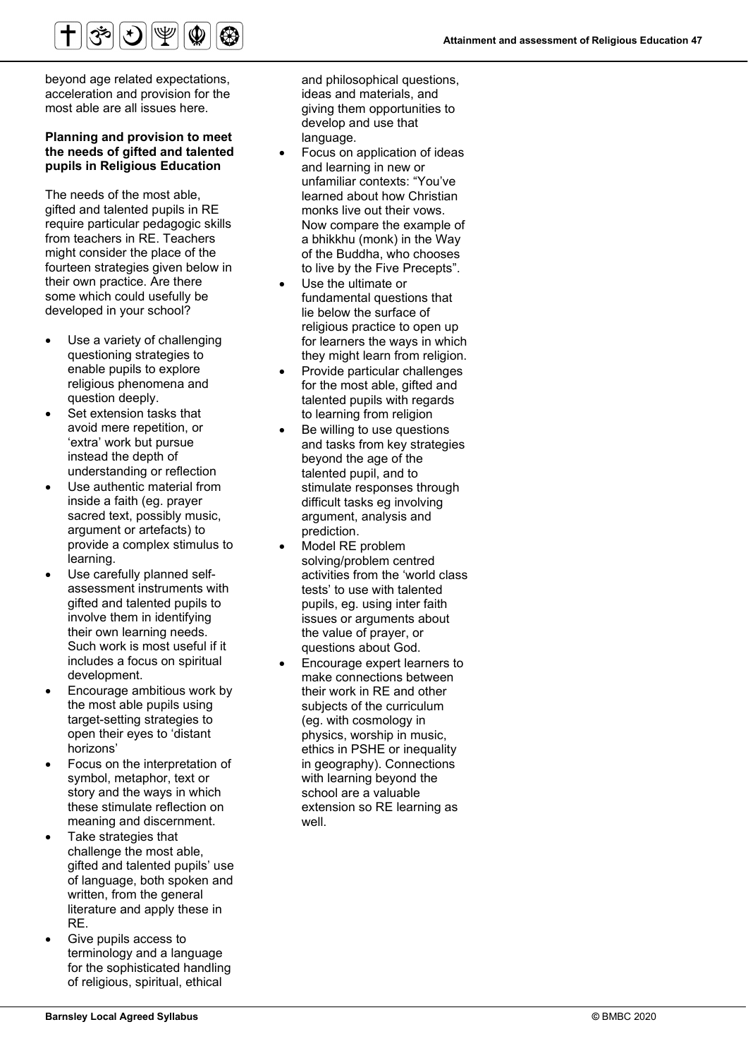beyond age related expectations, acceleration and provision for the most able are all issues here.

**Planning and provision to meet the needs of gifted and talented pupils in Religious Education**

The needs of the most able, gifted and talented pupils in RE require particular pedagogic skills from teachers in RE. Teachers might consider the place of the fourteen strategies given below in their own practice. Are there some which could usefully be developed in your school?

- Use a variety of challenging questioning strategies to enable pupils to explore religious phenomena and question deeply.
- Set extension tasks that avoid mere repetition, or 'extra' work but pursue instead the depth of understanding or reflection
- Use authentic material from inside a faith (eg. prayer sacred text, possibly music, argument or artefacts) to provide a complex stimulus to learning.
- Use carefully planned self-assessment instruments with gifted and talented pupils to involve them in identifying their own learning needs. Such work is most useful if it includes a focus on spiritual development.
- Encourage ambitious work by the most able pupils using target-setting strategies to open their eyes to 'distant horizons'
- Focus on the interpretation of symbol, metaphor, text or story and the ways in which these stimulate reflection on meaning and discernment.
- Take strategies that challenge the most able, gifted and talented pupils' use of language, both spoken and written, from the general literature and apply these in RE.
- Give pupils access to terminology and a language for the sophisticated handling of religious, spiritual, ethical and philosophical questions, ideas and materials, and giving them opportunities to develop and use that language.
- Focus on application of ideas and learning in new or unfamiliar contexts: "You've learned about how Christian monks live out their vows. Now compare the example of a bhikkhu (monk) in the Way of the Buddha, who chooses to live by the Five Precepts".
- Use the ultimate or fundamental questions that lie below the surface of religious practice to open up for learners the ways in which they might learn from religion.
- Provide particular challenges for the most able, gifted and talented pupils with regards to learning from religion
- Be willing to use questions and tasks from key strategies beyond the age of the talented pupil, and to stimulate responses through difficult tasks eg involving argument, analysis and prediction.
- Model RE problem solving/problem centred activities from the 'world class tests' to use with talented pupils, eg. using inter faith issues or arguments about the value of prayer, or questions about God.
- Encourage expert learners to make connections between their work in RE and other subjects of the curriculum (eg. with cosmology in physics, worship in music, ethics in PSHE or inequality in geography). Connections with learning beyond the school are a valuable extension so RE learning as well.